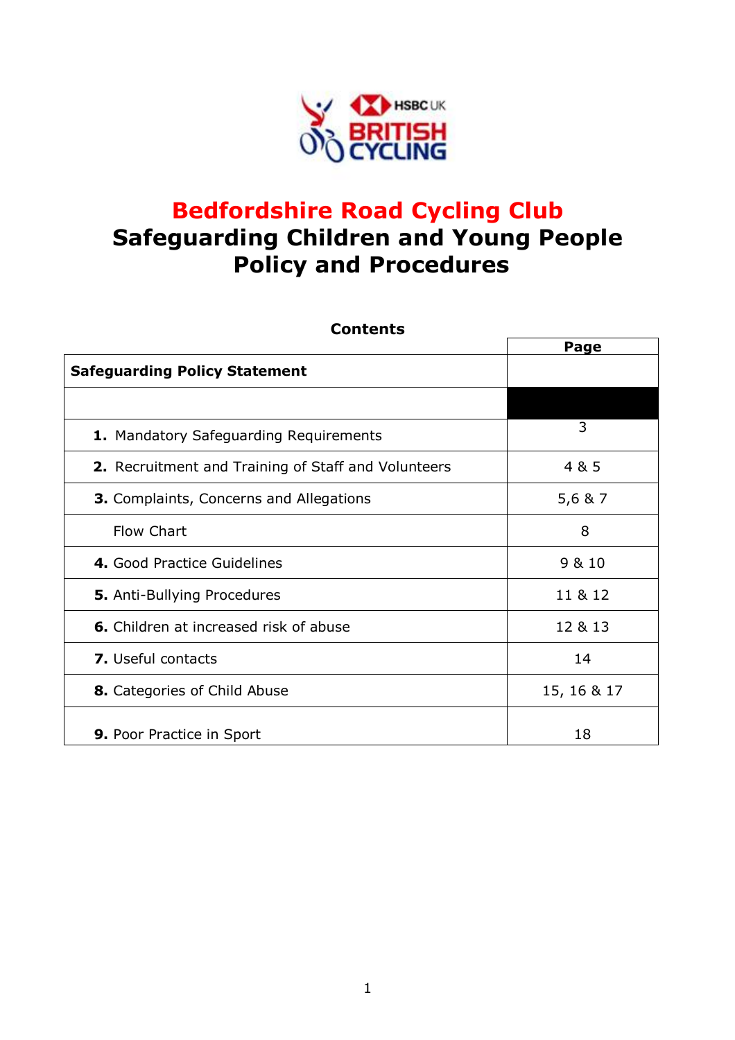# Bedfordshire Road Cycling Club
# Safeguarding Children and Young People Policy and Procedures

**Contents**

| | Page |
|---|---|
| **Safeguarding Policy Statement** | |
| | |
| **1.** Mandatory Safeguarding Requirements | 3 |
| **2.** Recruitment and Training of Staff and Volunteers | 4 & 5 |
| **3.** Complaints, Concerns and Allegations | 5,6 & 7 |
| Flow Chart | 8 |
| **4.** Good Practice Guidelines | 9 & 10 |
| **5.** Anti-Bullying Procedures | 11 & 12 |
| **6.** Children at increased risk of abuse | 12 & 13 |
| **7.** Useful contacts | 14 |
| **8.** Categories of Child Abuse | 15, 16 & 17 |
| **9.** Poor Practice in Sport | 18 |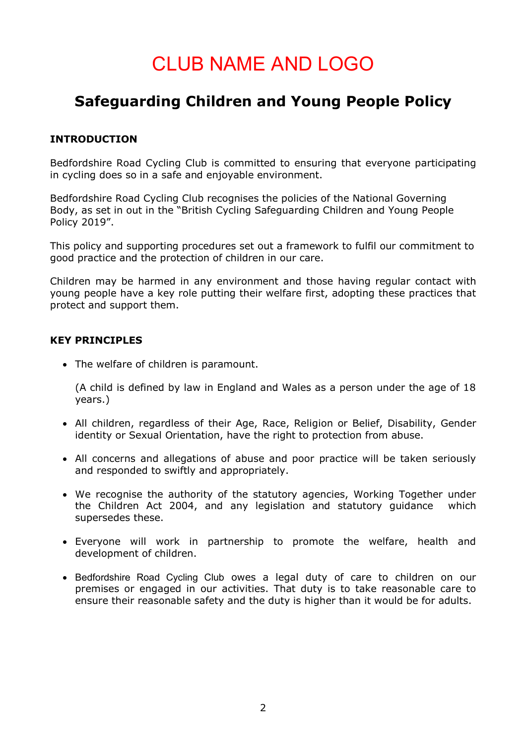# CLUB NAME AND LOGO

## Safeguarding Children and Young People Policy

### INTRODUCTION

Bedfordshire Road Cycling Club is committed to ensuring that everyone participating in cycling does so in a safe and enjoyable environment.

Bedfordshire Road Cycling Club recognises the policies of the National Governing Body, as set in out in the "British Cycling Safeguarding Children and Young People Policy 2019".

This policy and supporting procedures set out a framework to fulfil our commitment to good practice and the protection of children in our care.

Children may be harmed in any environment and those having regular contact with young people have a key role putting their welfare first, adopting these practices that protect and support them.

### KEY PRINCIPLES

- The welfare of children is paramount.

  (A child is defined by law in England and Wales as a person under the age of 18 years.)

- All children, regardless of their Age, Race, Religion or Belief, Disability, Gender identity or Sexual Orientation, have the right to protection from abuse.

- All concerns and allegations of abuse and poor practice will be taken seriously and responded to swiftly and appropriately.

- We recognise the authority of the statutory agencies, Working Together under the Children Act 2004, and any legislation and statutory guidance which supersedes these.

- Everyone will work in partnership to promote the welfare, health and development of children.

- Bedfordshire Road Cycling Club owes a legal duty of care to children on our premises or engaged in our activities. That duty is to take reasonable care to ensure their reasonable safety and the duty is higher than it would be for adults.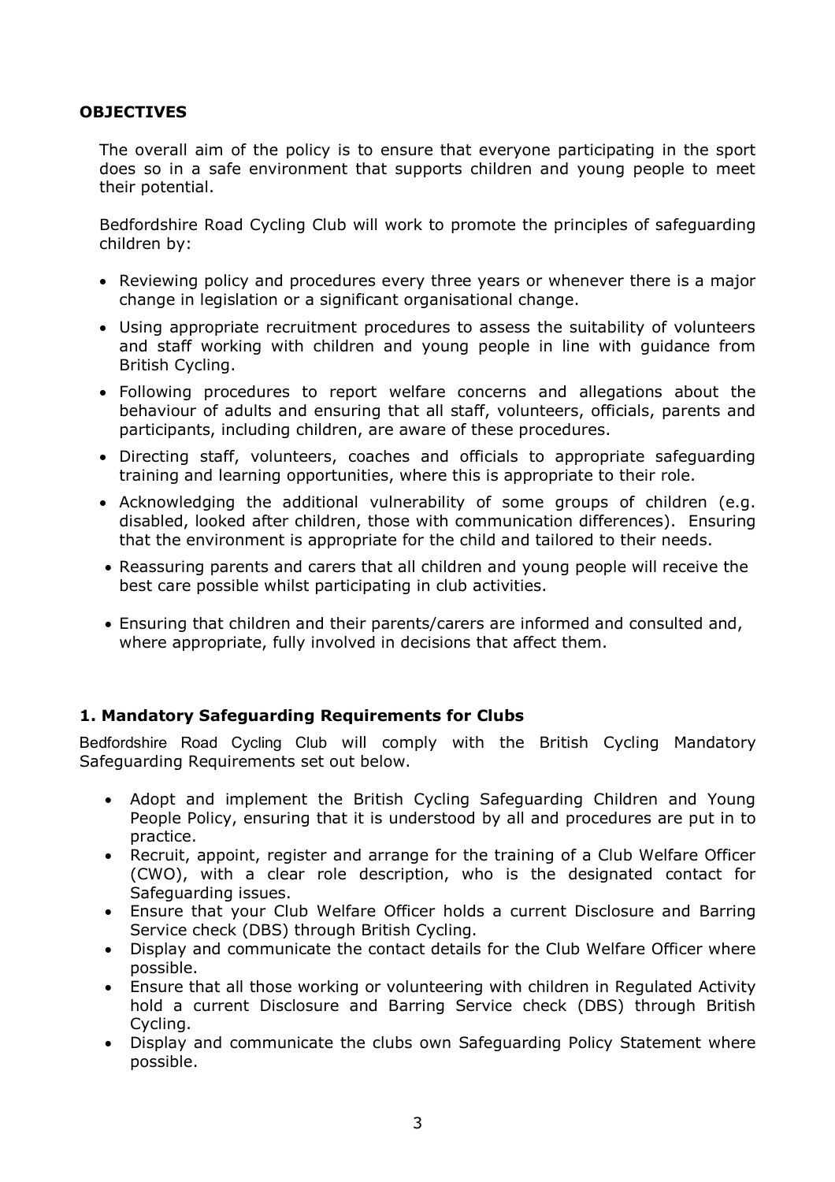## OBJECTIVES

The overall aim of the policy is to ensure that everyone participating in the sport does so in a safe environment that supports children and young people to meet their potential.

Bedfordshire Road Cycling Club will work to promote the principles of safeguarding children by:

- Reviewing policy and procedures every three years or whenever there is a major change in legislation or a significant organisational change.
- Using appropriate recruitment procedures to assess the suitability of volunteers and staff working with children and young people in line with guidance from British Cycling.
- Following procedures to report welfare concerns and allegations about the behaviour of adults and ensuring that all staff, volunteers, officials, parents and participants, including children, are aware of these procedures.
- Directing staff, volunteers, coaches and officials to appropriate safeguarding training and learning opportunities, where this is appropriate to their role.
- Acknowledging the additional vulnerability of some groups of children (e.g. disabled, looked after children, those with communication differences). Ensuring that the environment is appropriate for the child and tailored to their needs.
- Reassuring parents and carers that all children and young people will receive the best care possible whilst participating in club activities.
- Ensuring that children and their parents/carers are informed and consulted and, where appropriate, fully involved in decisions that affect them.

## 1. Mandatory Safeguarding Requirements for Clubs

Bedfordshire Road Cycling Club will comply with the British Cycling Mandatory Safeguarding Requirements set out below.

- Adopt and implement the British Cycling Safeguarding Children and Young People Policy, ensuring that it is understood by all and procedures are put in to practice.
- Recruit, appoint, register and arrange for the training of a Club Welfare Officer (CWO), with a clear role description, who is the designated contact for Safeguarding issues.
- Ensure that your Club Welfare Officer holds a current Disclosure and Barring Service check (DBS) through British Cycling.
- Display and communicate the contact details for the Club Welfare Officer where possible.
- Ensure that all those working or volunteering with children in Regulated Activity hold a current Disclosure and Barring Service check (DBS) through British Cycling.
- Display and communicate the clubs own Safeguarding Policy Statement where possible.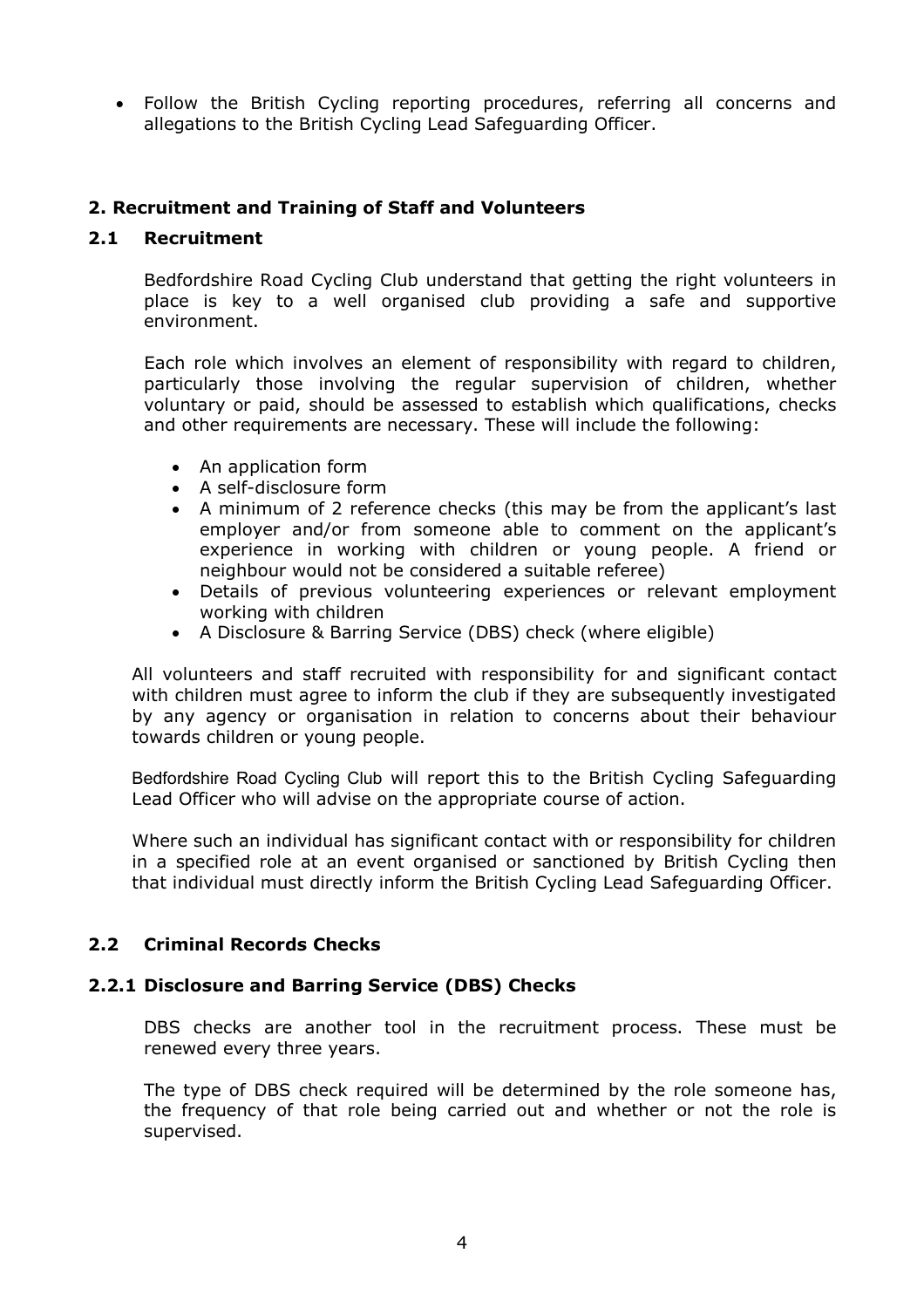- Follow the British Cycling reporting procedures, referring all concerns and allegations to the British Cycling Lead Safeguarding Officer.

## 2. Recruitment and Training of Staff and Volunteers

### 2.1 Recruitment

Bedfordshire Road Cycling Club understand that getting the right volunteers in place is key to a well organised club providing a safe and supportive environment.

Each role which involves an element of responsibility with regard to children, particularly those involving the regular supervision of children, whether voluntary or paid, should be assessed to establish which qualifications, checks and other requirements are necessary. These will include the following:

- An application form
- A self-disclosure form
- A minimum of 2 reference checks (this may be from the applicant's last employer and/or from someone able to comment on the applicant's experience in working with children or young people. A friend or neighbour would not be considered a suitable referee)
- Details of previous volunteering experiences or relevant employment working with children
- A Disclosure & Barring Service (DBS) check (where eligible)

All volunteers and staff recruited with responsibility for and significant contact with children must agree to inform the club if they are subsequently investigated by any agency or organisation in relation to concerns about their behaviour towards children or young people.

Bedfordshire Road Cycling Club will report this to the British Cycling Safeguarding Lead Officer who will advise on the appropriate course of action.

Where such an individual has significant contact with or responsibility for children in a specified role at an event organised or sanctioned by British Cycling then that individual must directly inform the British Cycling Lead Safeguarding Officer.

### 2.2 Criminal Records Checks

#### 2.2.1 Disclosure and Barring Service (DBS) Checks

DBS checks are another tool in the recruitment process. These must be renewed every three years.

The type of DBS check required will be determined by the role someone has, the frequency of that role being carried out and whether or not the role is supervised.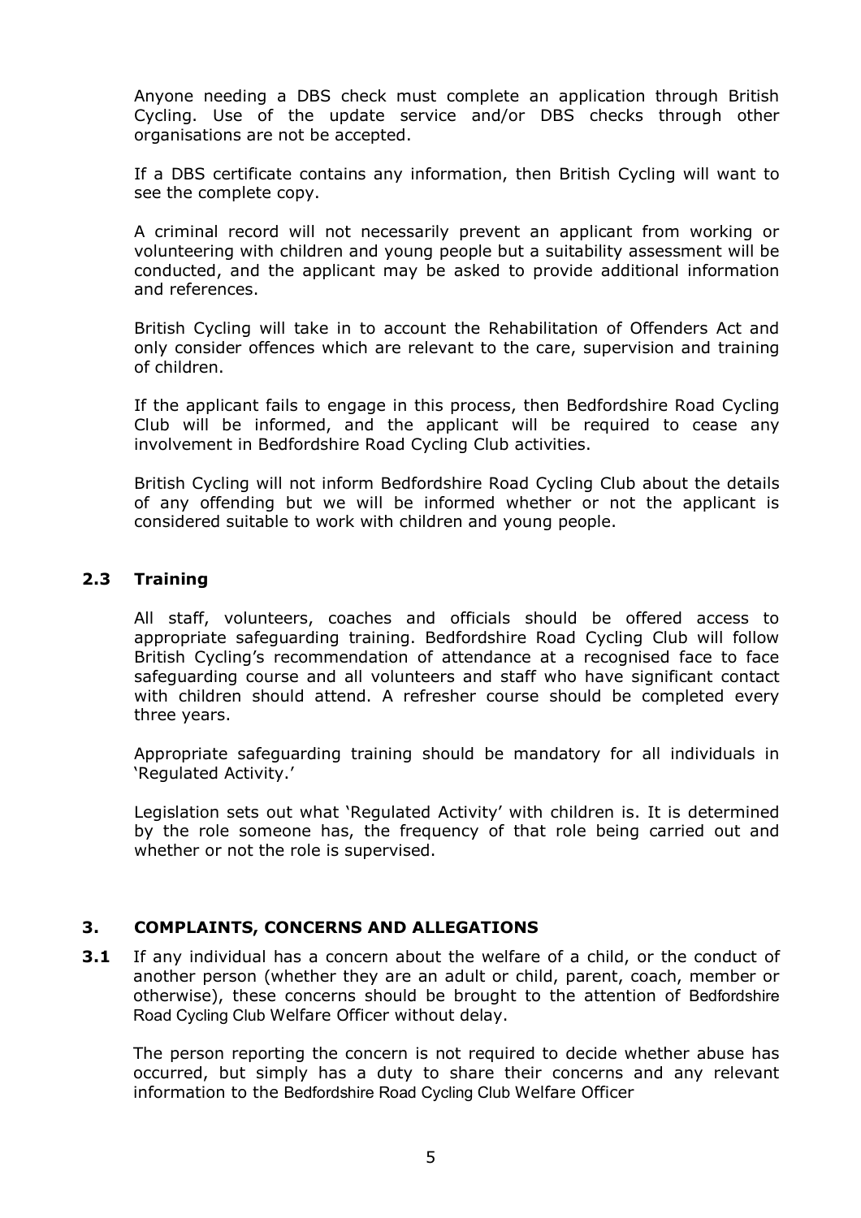Anyone needing a DBS check must complete an application through British Cycling. Use of the update service and/or DBS checks through other organisations are not be accepted.

If a DBS certificate contains any information, then British Cycling will want to see the complete copy.

A criminal record will not necessarily prevent an applicant from working or volunteering with children and young people but a suitability assessment will be conducted, and the applicant may be asked to provide additional information and references.

British Cycling will take in to account the Rehabilitation of Offenders Act and only consider offences which are relevant to the care, supervision and training of children.

If the applicant fails to engage in this process, then Bedfordshire Road Cycling Club will be informed, and the applicant will be required to cease any involvement in Bedfordshire Road Cycling Club activities.

British Cycling will not inform Bedfordshire Road Cycling Club about the details of any offending but we will be informed whether or not the applicant is considered suitable to work with children and young people.

### 2.3 Training

All staff, volunteers, coaches and officials should be offered access to appropriate safeguarding training. Bedfordshire Road Cycling Club will follow British Cycling's recommendation of attendance at a recognised face to face safeguarding course and all volunteers and staff who have significant contact with children should attend. A refresher course should be completed every three years.

Appropriate safeguarding training should be mandatory for all individuals in 'Regulated Activity.'

Legislation sets out what 'Regulated Activity' with children is. It is determined by the role someone has, the frequency of that role being carried out and whether or not the role is supervised.

## 3. COMPLAINTS, CONCERNS AND ALLEGATIONS

**3.1** If any individual has a concern about the welfare of a child, or the conduct of another person (whether they are an adult or child, parent, coach, member or otherwise), these concerns should be brought to the attention of Bedfordshire Road Cycling Club Welfare Officer without delay.

The person reporting the concern is not required to decide whether abuse has occurred, but simply has a duty to share their concerns and any relevant information to the Bedfordshire Road Cycling Club Welfare Officer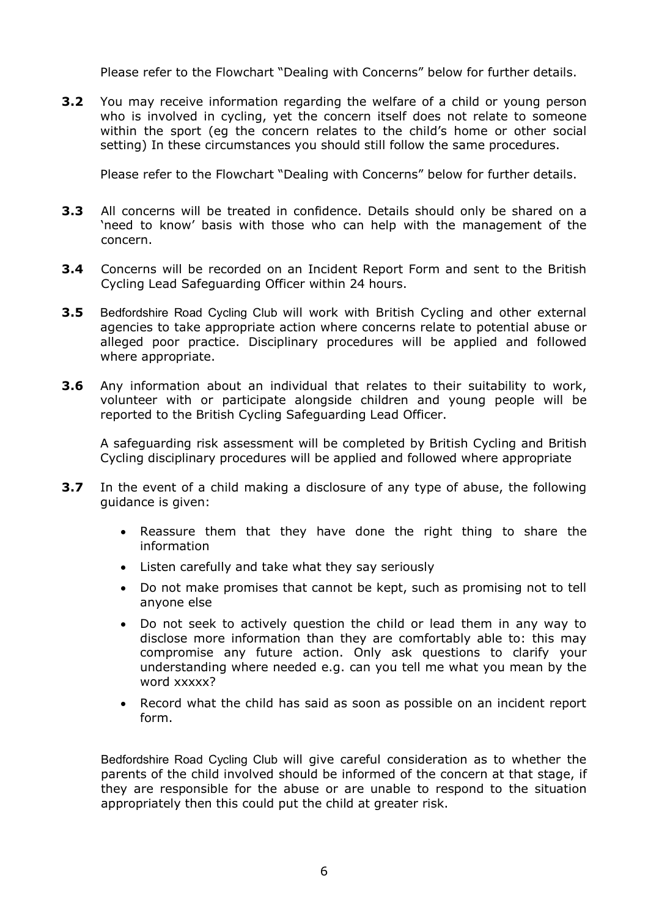Please refer to the Flowchart "Dealing with Concerns" below for further details.

**3.2** You may receive information regarding the welfare of a child or young person who is involved in cycling, yet the concern itself does not relate to someone within the sport (eg the concern relates to the child's home or other social setting) In these circumstances you should still follow the same procedures.

Please refer to the Flowchart "Dealing with Concerns" below for further details.

**3.3** All concerns will be treated in confidence. Details should only be shared on a 'need to know' basis with those who can help with the management of the concern.

**3.4** Concerns will be recorded on an Incident Report Form and sent to the British Cycling Lead Safeguarding Officer within 24 hours.

**3.5** Bedfordshire Road Cycling Club will work with British Cycling and other external agencies to take appropriate action where concerns relate to potential abuse or alleged poor practice. Disciplinary procedures will be applied and followed where appropriate.

**3.6** Any information about an individual that relates to their suitability to work, volunteer with or participate alongside children and young people will be reported to the British Cycling Safeguarding Lead Officer.

A safeguarding risk assessment will be completed by British Cycling and British Cycling disciplinary procedures will be applied and followed where appropriate

**3.7** In the event of a child making a disclosure of any type of abuse, the following guidance is given:

- Reassure them that they have done the right thing to share the information
- Listen carefully and take what they say seriously
- Do not make promises that cannot be kept, such as promising not to tell anyone else
- Do not seek to actively question the child or lead them in any way to disclose more information than they are comfortably able to: this may compromise any future action. Only ask questions to clarify your understanding where needed e.g. can you tell me what you mean by the word xxxxx?
- Record what the child has said as soon as possible on an incident report form.

Bedfordshire Road Cycling Club will give careful consideration as to whether the parents of the child involved should be informed of the concern at that stage, if they are responsible for the abuse or are unable to respond to the situation appropriately then this could put the child at greater risk.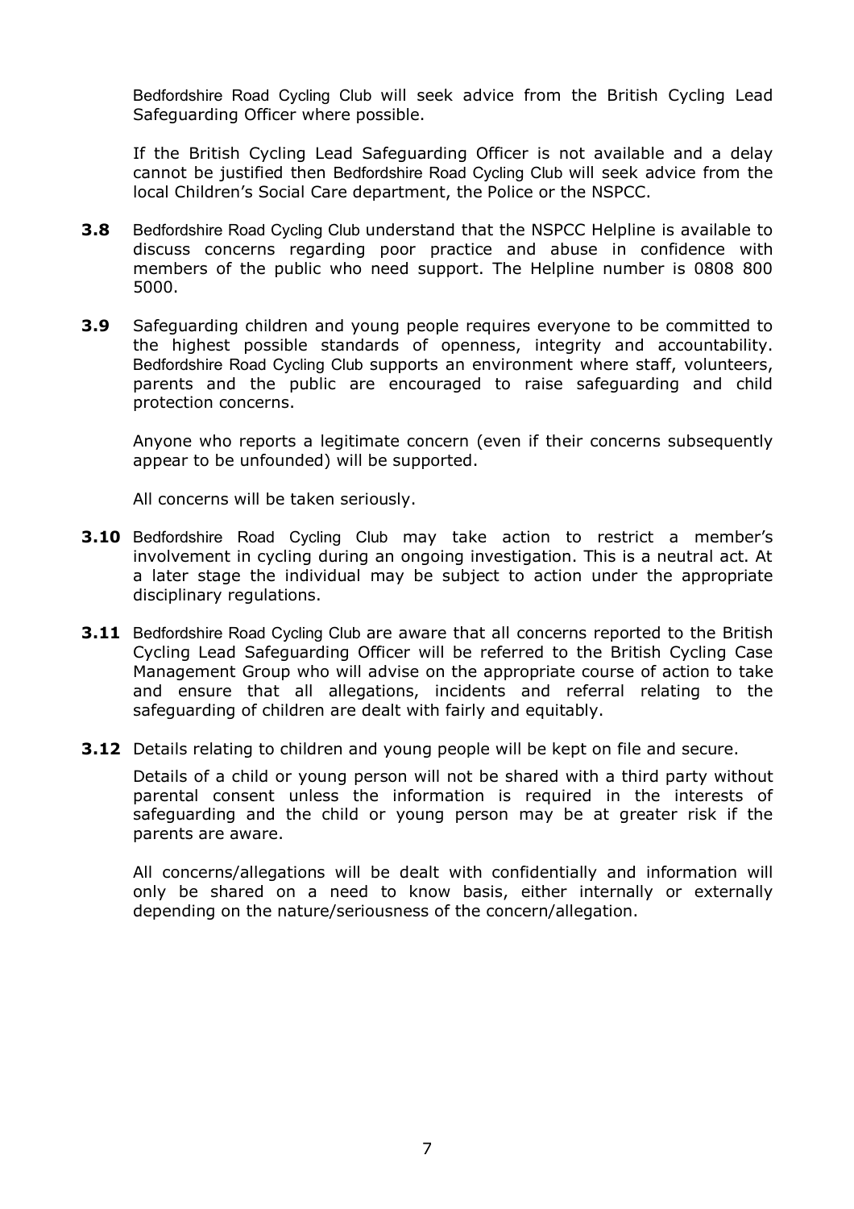Bedfordshire Road Cycling Club will seek advice from the British Cycling Lead Safeguarding Officer where possible.

If the British Cycling Lead Safeguarding Officer is not available and a delay cannot be justified then Bedfordshire Road Cycling Club will seek advice from the local Children's Social Care department, the Police or the NSPCC.

**3.8** Bedfordshire Road Cycling Club understand that the NSPCC Helpline is available to discuss concerns regarding poor practice and abuse in confidence with members of the public who need support. The Helpline number is 0808 800 5000.

**3.9** Safeguarding children and young people requires everyone to be committed to the highest possible standards of openness, integrity and accountability. Bedfordshire Road Cycling Club supports an environment where staff, volunteers, parents and the public are encouraged to raise safeguarding and child protection concerns.

Anyone who reports a legitimate concern (even if their concerns subsequently appear to be unfounded) will be supported.

All concerns will be taken seriously.

**3.10** Bedfordshire Road Cycling Club may take action to restrict a member's involvement in cycling during an ongoing investigation. This is a neutral act. At a later stage the individual may be subject to action under the appropriate disciplinary regulations.

**3.11** Bedfordshire Road Cycling Club are aware that all concerns reported to the British Cycling Lead Safeguarding Officer will be referred to the British Cycling Case Management Group who will advise on the appropriate course of action to take and ensure that all allegations, incidents and referral relating to the safeguarding of children are dealt with fairly and equitably.

**3.12** Details relating to children and young people will be kept on file and secure.

Details of a child or young person will not be shared with a third party without parental consent unless the information is required in the interests of safeguarding and the child or young person may be at greater risk if the parents are aware.

All concerns/allegations will be dealt with confidentially and information will only be shared on a need to know basis, either internally or externally depending on the nature/seriousness of the concern/allegation.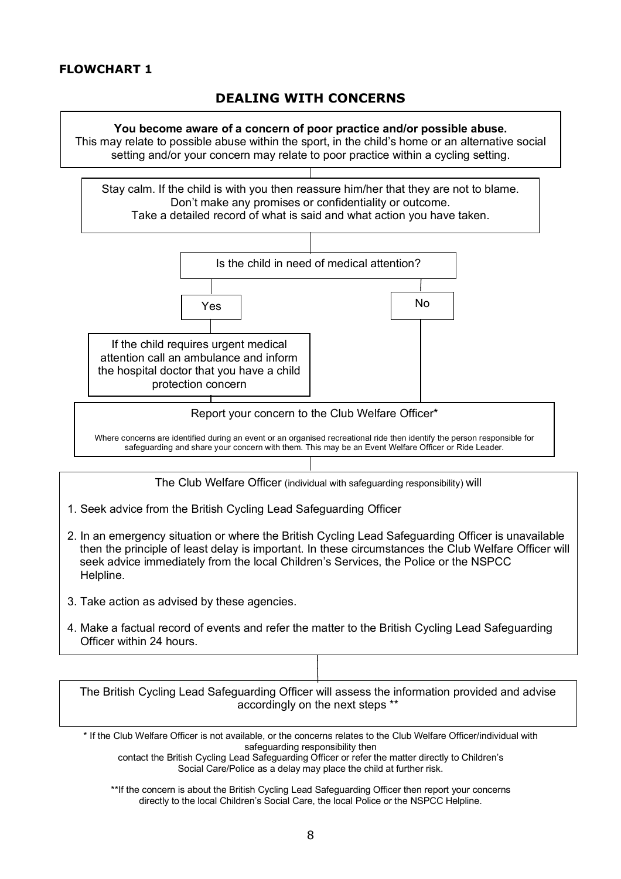**FLOWCHART 1**

## DEALING WITH CONCERNS

**You become aware of a concern of poor practice and/or possible abuse.**
This may relate to possible abuse within the sport, in the child's home or an alternative social setting and/or your concern may relate to poor practice within a cycling setting.

Stay calm. If the child is with you then reassure him/her that they are not to blame.
Don't make any promises or confidentiality or outcome.
Take a detailed record of what is said and what action you have taken.

Is the child in need of medical attention?

Yes

If the child requires urgent medical attention call an ambulance and inform the hospital doctor that you have a child protection concern

No

Report your concern to the Club Welfare Officer*

Where concerns are identified during an event or an organised recreational ride then identify the person responsible for safeguarding and share your concern with them. This may be an Event Welfare Officer or Ride Leader.

The Club Welfare Officer (individual with safeguarding responsibility) will

1. Seek advice from the British Cycling Lead Safeguarding Officer
2. In an emergency situation or where the British Cycling Lead Safeguarding Officer is unavailable then the principle of least delay is important. In these circumstances the Club Welfare Officer will seek advice immediately from the local Children's Services, the Police or the NSPCC Helpline.
3. Take action as advised by these agencies.
4. Make a factual record of events and refer the matter to the British Cycling Lead Safeguarding Officer within 24 hours.

The British Cycling Lead Safeguarding Officer will assess the information provided and advise accordingly on the next steps **

\* If the Club Welfare Officer is not available, or the concerns relates to the Club Welfare Officer/individual with safeguarding responsibility then contact the British Cycling Lead Safeguarding Officer or refer the matter directly to Children's Social Care/Police as a delay may place the child at further risk.

**If the concern is about the British Cycling Lead Safeguarding Officer then report your concerns directly to the local Children's Social Care, the local Police or the NSPCC Helpline.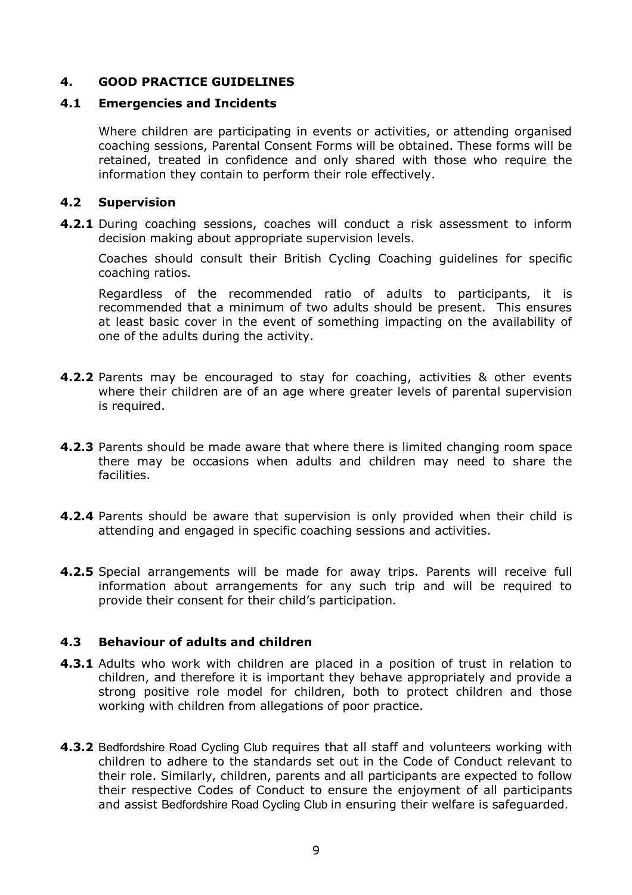## 4. GOOD PRACTICE GUIDELINES

### 4.1 Emergencies and Incidents

Where children are participating in events or activities, or attending organised coaching sessions, Parental Consent Forms will be obtained. These forms will be retained, treated in confidence and only shared with those who require the information they contain to perform their role effectively.

### 4.2 Supervision

**4.2.1** During coaching sessions, coaches will conduct a risk assessment to inform decision making about appropriate supervision levels.

Coaches should consult their British Cycling Coaching guidelines for specific coaching ratios.

Regardless of the recommended ratio of adults to participants, it is recommended that a minimum of two adults should be present. This ensures at least basic cover in the event of something impacting on the availability of one of the adults during the activity.

**4.2.2** Parents may be encouraged to stay for coaching, activities & other events where their children are of an age where greater levels of parental supervision is required.

**4.2.3** Parents should be made aware that where there is limited changing room space there may be occasions when adults and children may need to share the facilities.

**4.2.4** Parents should be aware that supervision is only provided when their child is attending and engaged in specific coaching sessions and activities.

**4.2.5** Special arrangements will be made for away trips. Parents will receive full information about arrangements for any such trip and will be required to provide their consent for their child's participation.

### 4.3 Behaviour of adults and children

**4.3.1** Adults who work with children are placed in a position of trust in relation to children, and therefore it is important they behave appropriately and provide a strong positive role model for children, both to protect children and those working with children from allegations of poor practice.

**4.3.2** Bedfordshire Road Cycling Club requires that all staff and volunteers working with children to adhere to the standards set out in the Code of Conduct relevant to their role. Similarly, children, parents and all participants are expected to follow their respective Codes of Conduct to ensure the enjoyment of all participants and assist Bedfordshire Road Cycling Club in ensuring their welfare is safeguarded.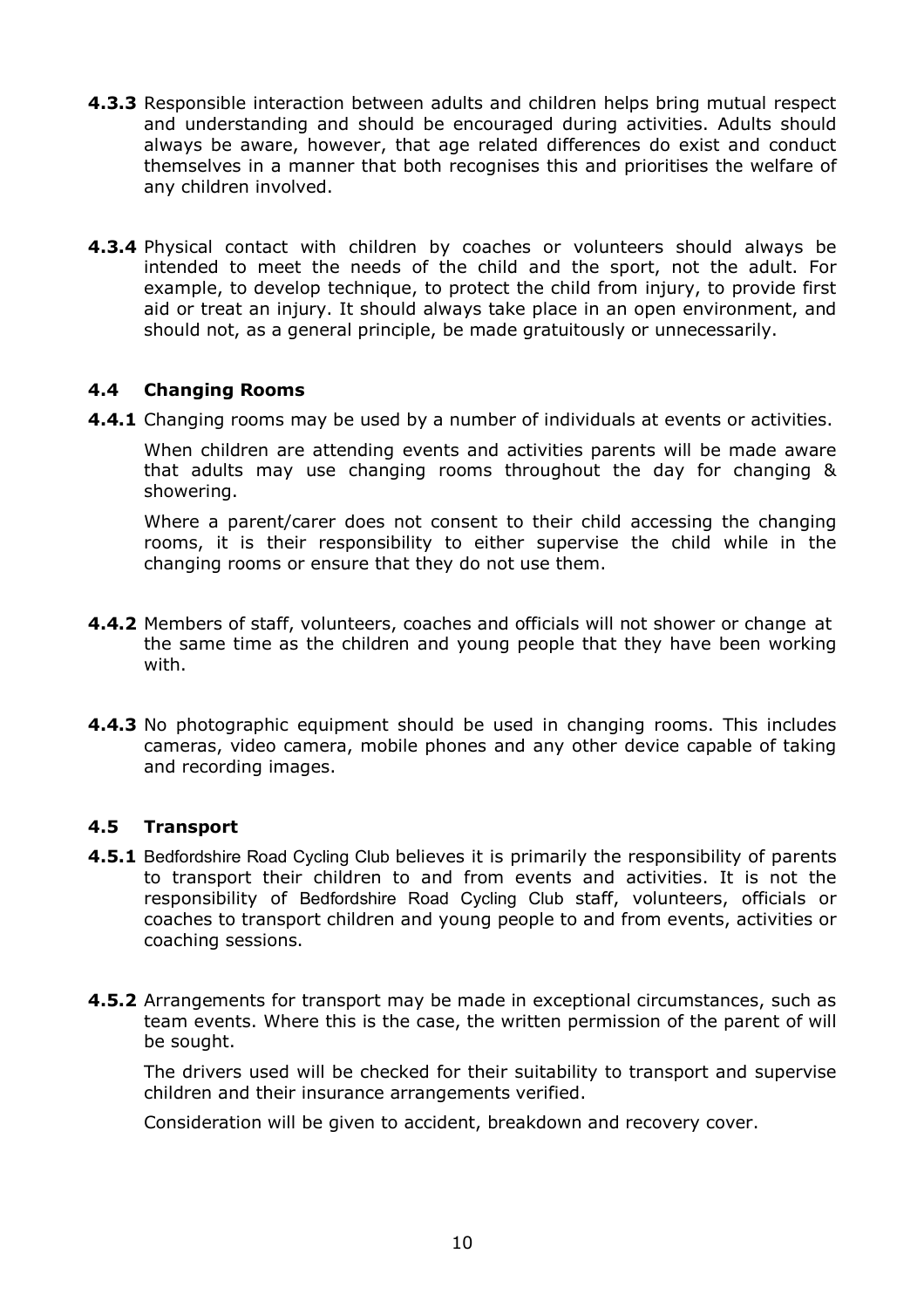**4.3.3** Responsible interaction between adults and children helps bring mutual respect and understanding and should be encouraged during activities. Adults should always be aware, however, that age related differences do exist and conduct themselves in a manner that both recognises this and prioritises the welfare of any children involved.

**4.3.4** Physical contact with children by coaches or volunteers should always be intended to meet the needs of the child and the sport, not the adult. For example, to develop technique, to protect the child from injury, to provide first aid or treat an injury. It should always take place in an open environment, and should not, as a general principle, be made gratuitously or unnecessarily.

### 4.4 Changing Rooms

**4.4.1** Changing rooms may be used by a number of individuals at events or activities.

When children are attending events and activities parents will be made aware that adults may use changing rooms throughout the day for changing & showering.

Where a parent/carer does not consent to their child accessing the changing rooms, it is their responsibility to either supervise the child while in the changing rooms or ensure that they do not use them.

**4.4.2** Members of staff, volunteers, coaches and officials will not shower or change at the same time as the children and young people that they have been working with.

**4.4.3** No photographic equipment should be used in changing rooms. This includes cameras, video camera, mobile phones and any other device capable of taking and recording images.

### 4.5 Transport

**4.5.1** Bedfordshire Road Cycling Club believes it is primarily the responsibility of parents to transport their children to and from events and activities. It is not the responsibility of Bedfordshire Road Cycling Club staff, volunteers, officials or coaches to transport children and young people to and from events, activities or coaching sessions.

**4.5.2** Arrangements for transport may be made in exceptional circumstances, such as team events. Where this is the case, the written permission of the parent of will be sought.

The drivers used will be checked for their suitability to transport and supervise children and their insurance arrangements verified.

Consideration will be given to accident, breakdown and recovery cover.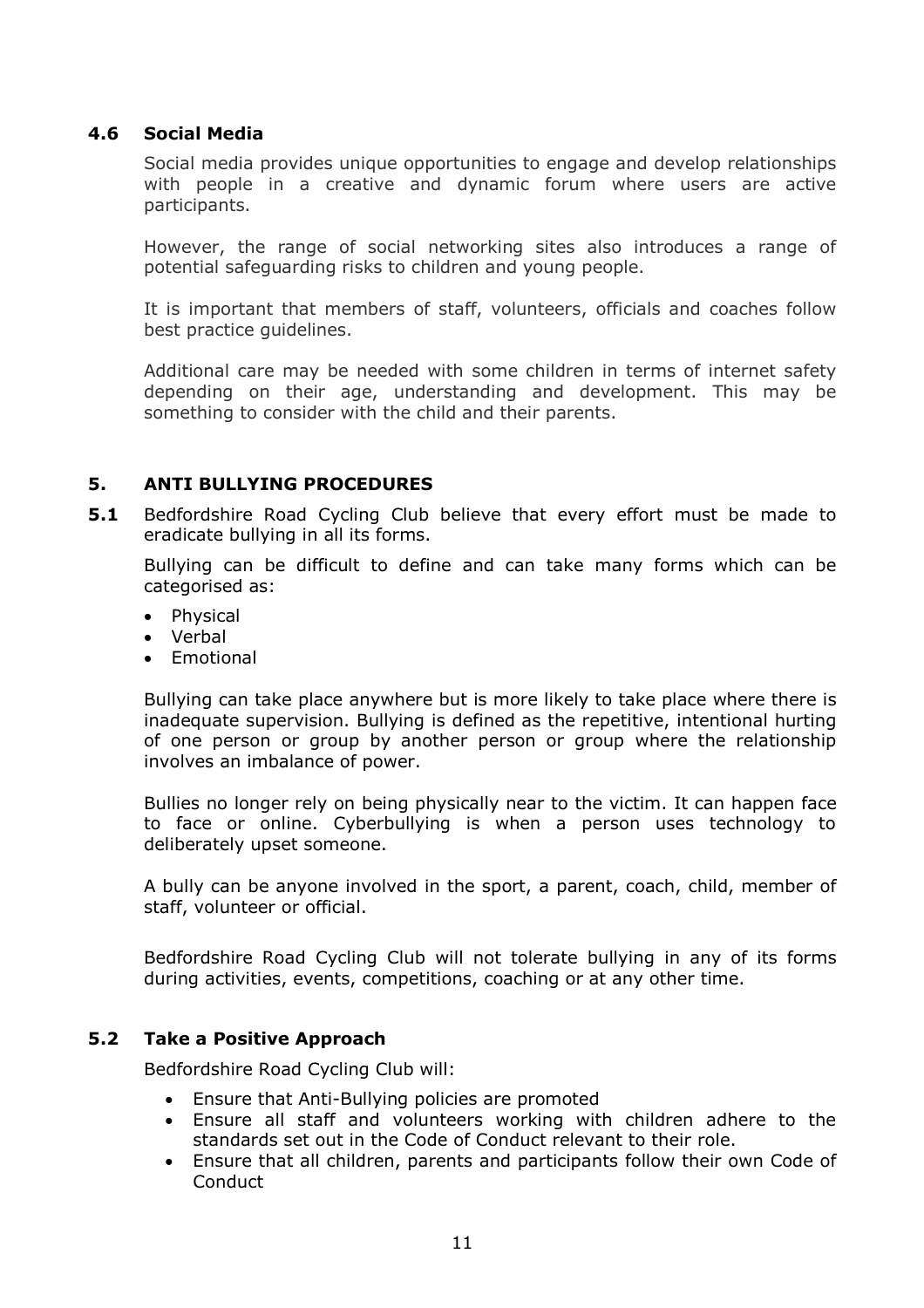### 4.6 Social Media

Social media provides unique opportunities to engage and develop relationships with people in a creative and dynamic forum where users are active participants.

However, the range of social networking sites also introduces a range of potential safeguarding risks to children and young people.

It is important that members of staff, volunteers, officials and coaches follow best practice guidelines.

Additional care may be needed with some children in terms of internet safety depending on their age, understanding and development. This may be something to consider with the child and their parents.

## 5. ANTI BULLYING PROCEDURES

**5.1** Bedfordshire Road Cycling Club believe that every effort must be made to eradicate bullying in all its forms.

Bullying can be difficult to define and can take many forms which can be categorised as:

- Physical
- Verbal
- Emotional

Bullying can take place anywhere but is more likely to take place where there is inadequate supervision. Bullying is defined as the repetitive, intentional hurting of one person or group by another person or group where the relationship involves an imbalance of power.

Bullies no longer rely on being physically near to the victim. It can happen face to face or online. Cyberbullying is when a person uses technology to deliberately upset someone.

A bully can be anyone involved in the sport, a parent, coach, child, member of staff, volunteer or official.

Bedfordshire Road Cycling Club will not tolerate bullying in any of its forms during activities, events, competitions, coaching or at any other time.

### 5.2 Take a Positive Approach

Bedfordshire Road Cycling Club will:

- Ensure that Anti-Bullying policies are promoted
- Ensure all staff and volunteers working with children adhere to the standards set out in the Code of Conduct relevant to their role.
- Ensure that all children, parents and participants follow their own Code of Conduct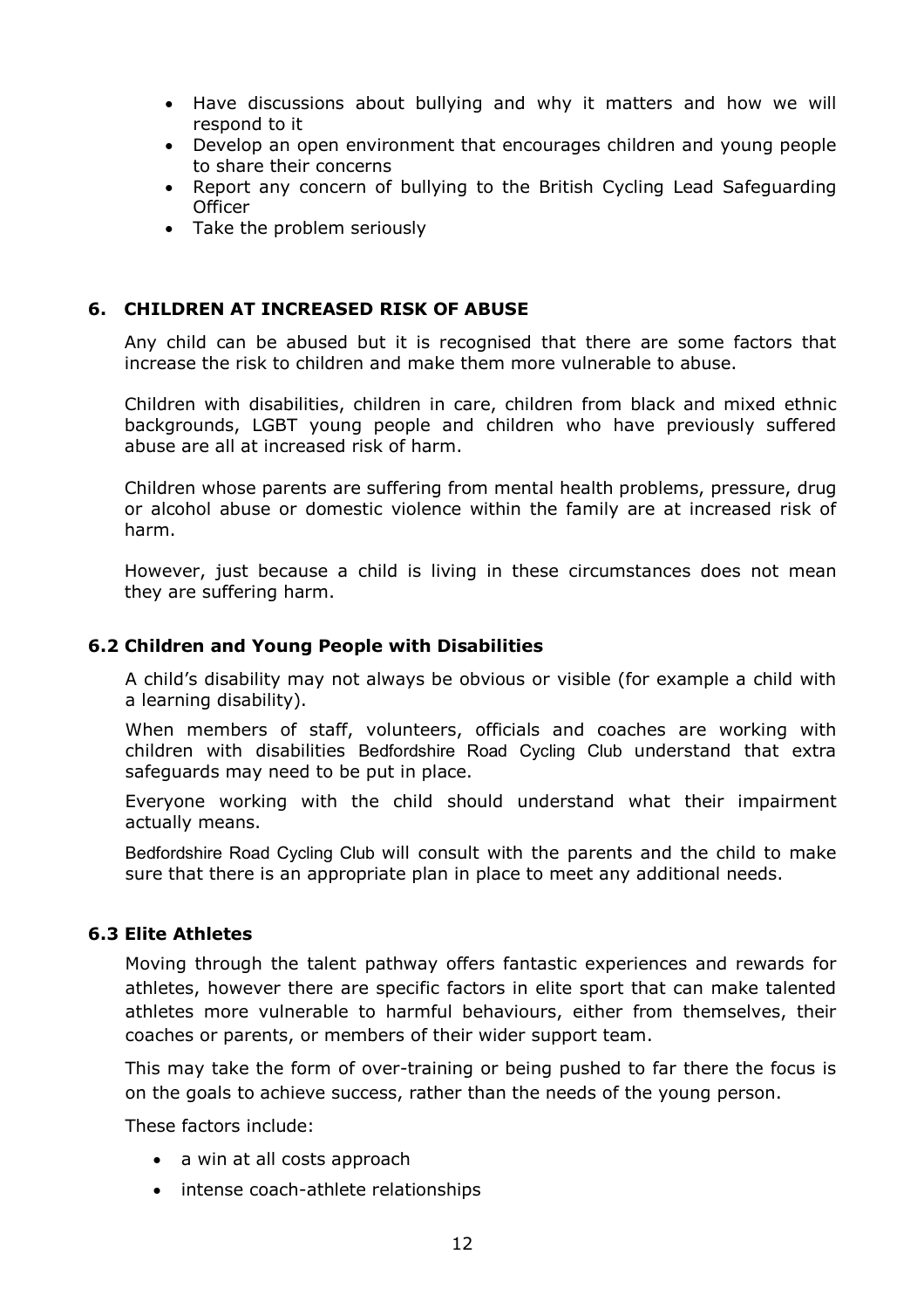- Have discussions about bullying and why it matters and how we will respond to it
- Develop an open environment that encourages children and young people to share their concerns
- Report any concern of bullying to the British Cycling Lead Safeguarding Officer
- Take the problem seriously

## 6. CHILDREN AT INCREASED RISK OF ABUSE

Any child can be abused but it is recognised that there are some factors that increase the risk to children and make them more vulnerable to abuse.

Children with disabilities, children in care, children from black and mixed ethnic backgrounds, LGBT young people and children who have previously suffered abuse are all at increased risk of harm.

Children whose parents are suffering from mental health problems, pressure, drug or alcohol abuse or domestic violence within the family are at increased risk of harm.

However, just because a child is living in these circumstances does not mean they are suffering harm.

### 6.2 Children and Young People with Disabilities

A child's disability may not always be obvious or visible (for example a child with a learning disability).

When members of staff, volunteers, officials and coaches are working with children with disabilities Bedfordshire Road Cycling Club understand that extra safeguards may need to be put in place.

Everyone working with the child should understand what their impairment actually means.

Bedfordshire Road Cycling Club will consult with the parents and the child to make sure that there is an appropriate plan in place to meet any additional needs.

### 6.3 Elite Athletes

Moving through the talent pathway offers fantastic experiences and rewards for athletes, however there are specific factors in elite sport that can make talented athletes more vulnerable to harmful behaviours, either from themselves, their coaches or parents, or members of their wider support team.

This may take the form of over-training or being pushed to far there the focus is on the goals to achieve success, rather than the needs of the young person.

These factors include:

- a win at all costs approach
- intense coach-athlete relationships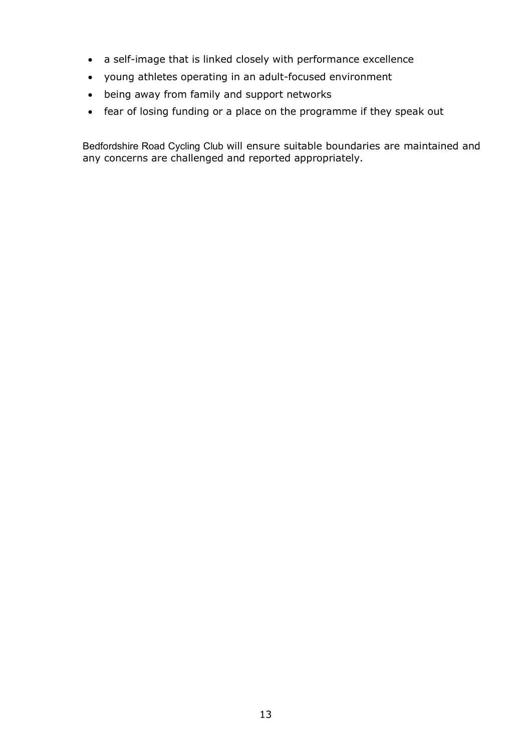- a self-image that is linked closely with performance excellence
- young athletes operating in an adult-focused environment
- being away from family and support networks
- fear of losing funding or a place on the programme if they speak out

Bedfordshire Road Cycling Club will ensure suitable boundaries are maintained and any concerns are challenged and reported appropriately.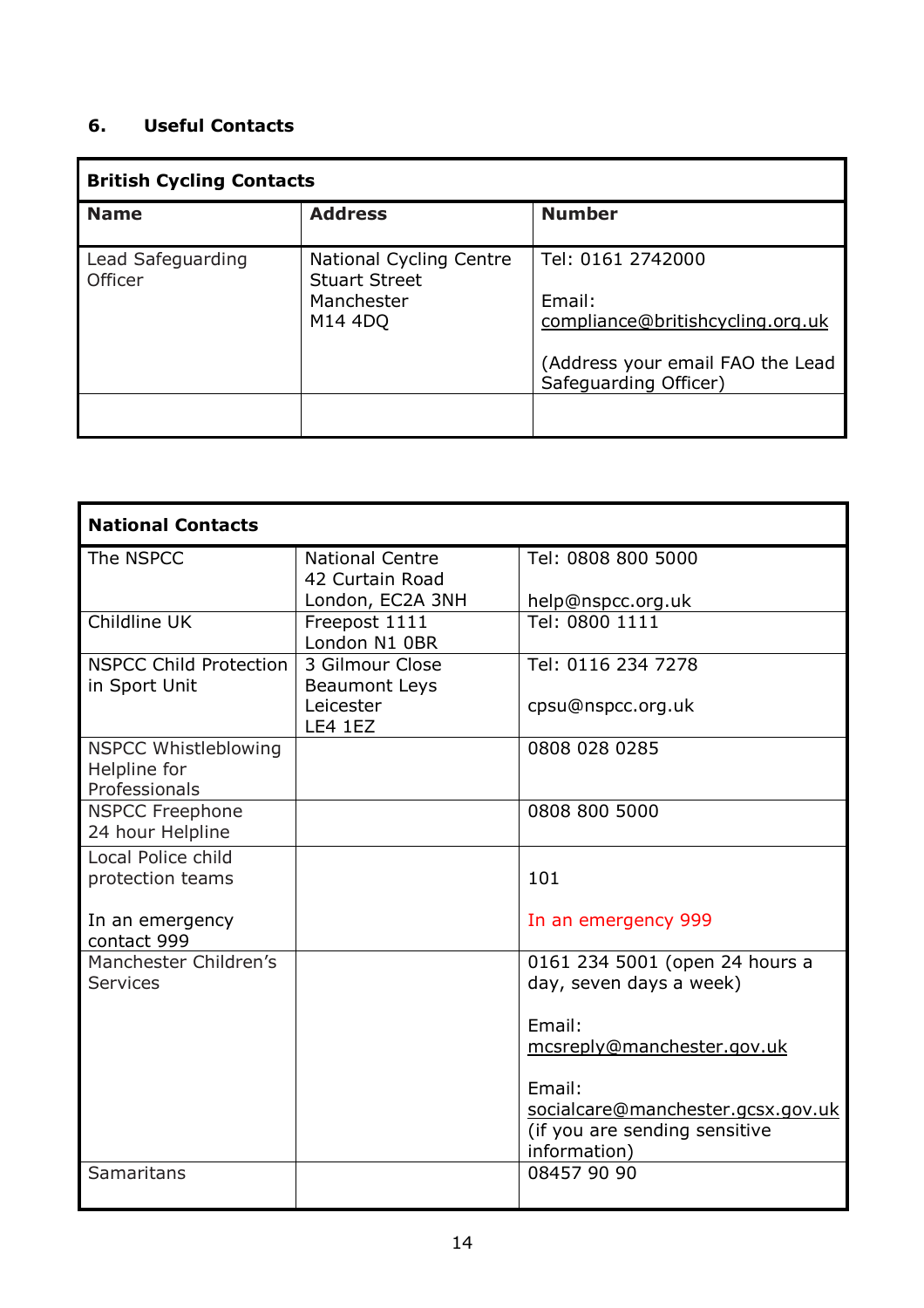## 6. Useful Contacts

| British Cycling Contacts | | |
|---|---|---|
| **Name** | **Address** | **Number** |
| Lead Safeguarding Officer | National Cycling Centre<br>Stuart Street<br>Manchester<br>M14 4DQ | Tel: 0161 2742000<br><br>Email:<br>compliance@britishcycling.org.uk<br><br>(Address your email FAO the Lead Safeguarding Officer) |
| | | |

| National Contacts | | |
|---|---|---|
| The NSPCC | National Centre<br>42 Curtain Road<br>London, EC2A 3NH | Tel: 0808 800 5000<br><br>help@nspcc.org.uk |
| Childline UK | Freepost 1111<br>London N1 0BR | Tel: 0800 1111 |
| NSPCC Child Protection in Sport Unit | 3 Gilmour Close<br>Beaumont Leys<br>Leicester<br>LE4 1EZ | Tel: 0116 234 7278<br><br>cpsu@nspcc.org.uk |
| NSPCC Whistleblowing Helpline for Professionals | | 0808 028 0285 |
| NSPCC Freephone 24 hour Helpline | | 0808 800 5000 |
| Local Police child protection teams<br><br>In an emergency contact 999 | | 101<br><br>In an emergency 999 |
| Manchester Children's Services | | 0161 234 5001 (open 24 hours a day, seven days a week)<br><br>Email:<br>mcsreply@manchester.gov.uk<br><br>Email:<br>socialcare@manchester.gcsx.gov.uk<br>(if you are sending sensitive information) |
| Samaritans | | 08457 90 90 |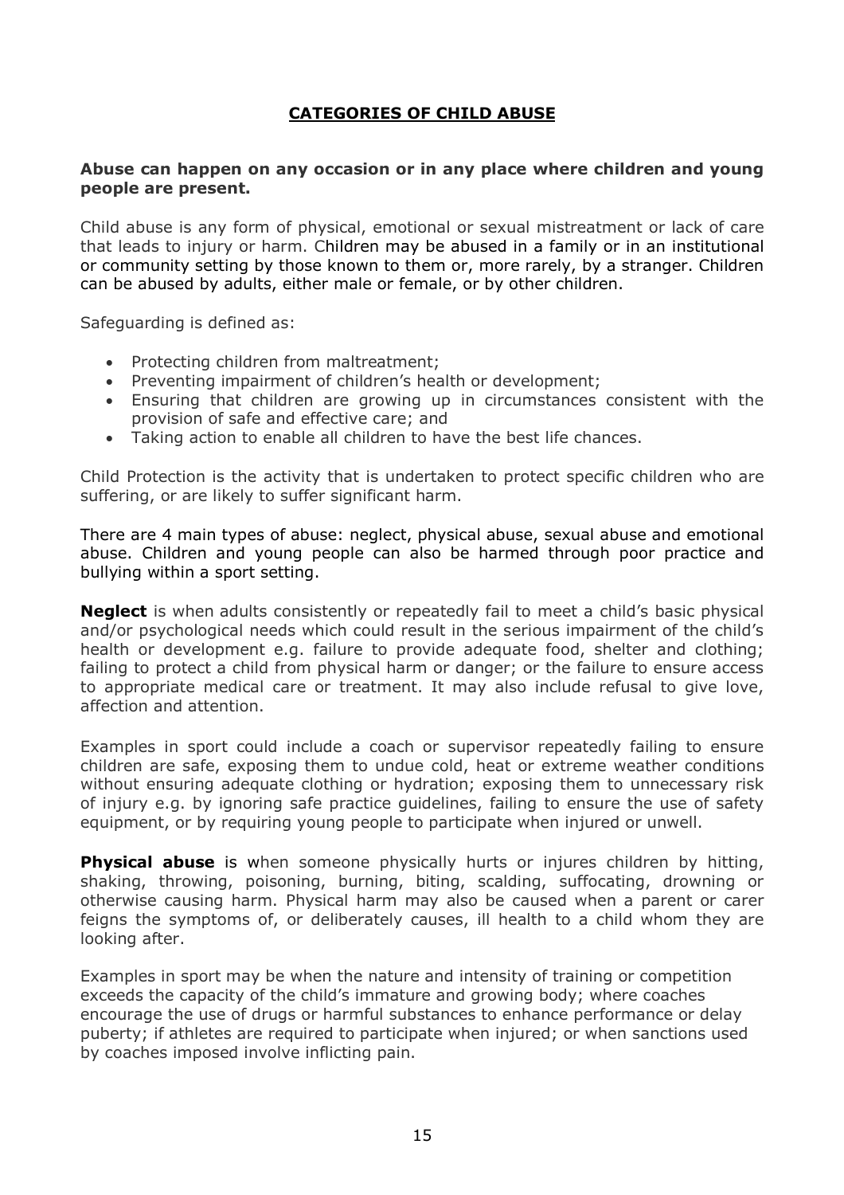# CATEGORIES OF CHILD ABUSE

**Abuse can happen on any occasion or in any place where children and young people are present.**

Child abuse is any form of physical, emotional or sexual mistreatment or lack of care that leads to injury or harm. Children may be abused in a family or in an institutional or community setting by those known to them or, more rarely, by a stranger. Children can be abused by adults, either male or female, or by other children.

Safeguarding is defined as:

- Protecting children from maltreatment;
- Preventing impairment of children's health or development;
- Ensuring that children are growing up in circumstances consistent with the provision of safe and effective care; and
- Taking action to enable all children to have the best life chances.

Child Protection is the activity that is undertaken to protect specific children who are suffering, or are likely to suffer significant harm.

There are 4 main types of abuse: neglect, physical abuse, sexual abuse and emotional abuse. Children and young people can also be harmed through poor practice and bullying within a sport setting.

**Neglect** is when adults consistently or repeatedly fail to meet a child's basic physical and/or psychological needs which could result in the serious impairment of the child's health or development e.g. failure to provide adequate food, shelter and clothing; failing to protect a child from physical harm or danger; or the failure to ensure access to appropriate medical care or treatment. It may also include refusal to give love, affection and attention.

Examples in sport could include a coach or supervisor repeatedly failing to ensure children are safe, exposing them to undue cold, heat or extreme weather conditions without ensuring adequate clothing or hydration; exposing them to unnecessary risk of injury e.g. by ignoring safe practice guidelines, failing to ensure the use of safety equipment, or by requiring young people to participate when injured or unwell.

**Physical abuse** is when someone physically hurts or injures children by hitting, shaking, throwing, poisoning, burning, biting, scalding, suffocating, drowning or otherwise causing harm. Physical harm may also be caused when a parent or carer feigns the symptoms of, or deliberately causes, ill health to a child whom they are looking after.

Examples in sport may be when the nature and intensity of training or competition exceeds the capacity of the child's immature and growing body; where coaches encourage the use of drugs or harmful substances to enhance performance or delay puberty; if athletes are required to participate when injured; or when sanctions used by coaches imposed involve inflicting pain.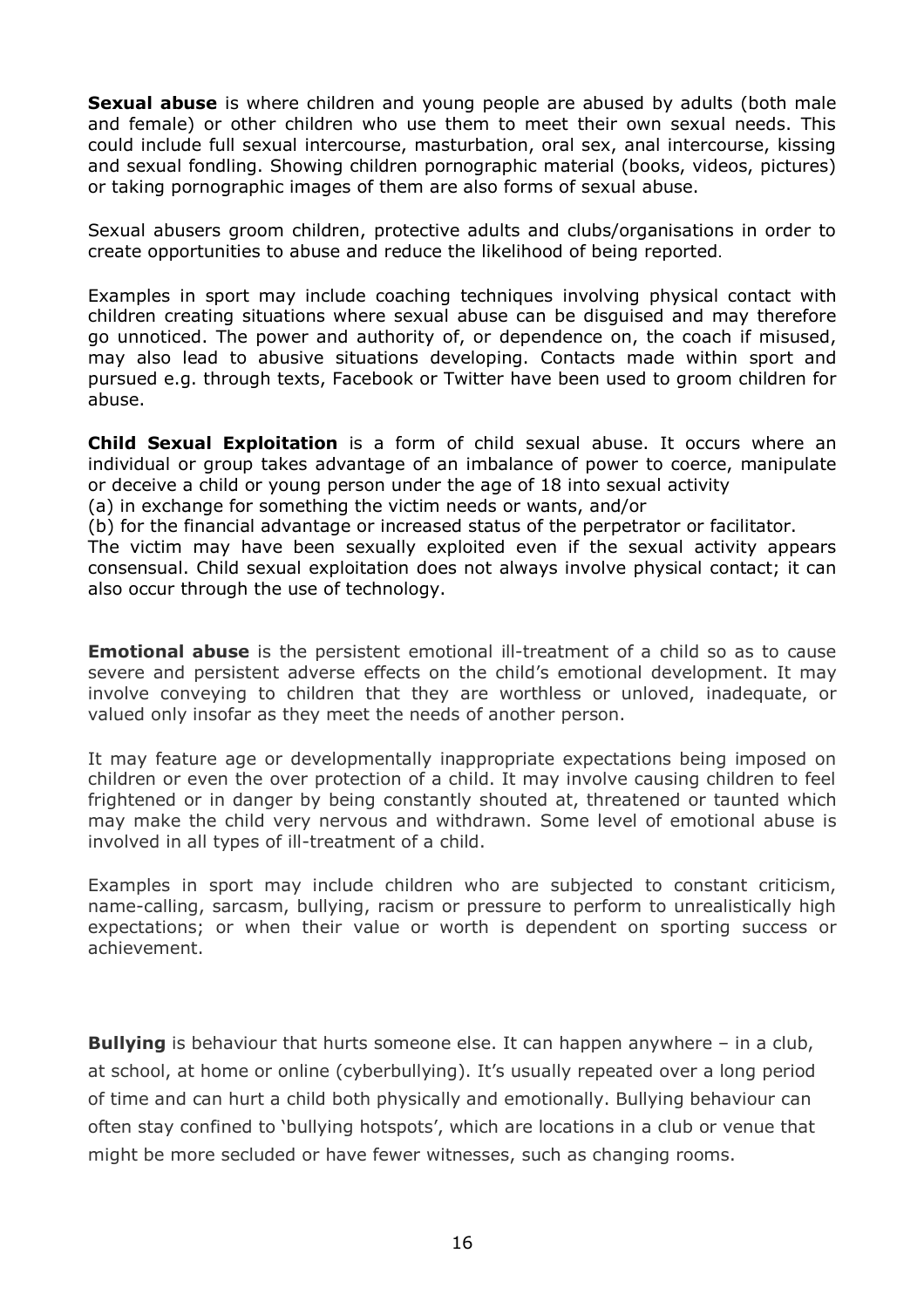**Sexual abuse** is where children and young people are abused by adults (both male and female) or other children who use them to meet their own sexual needs. This could include full sexual intercourse, masturbation, oral sex, anal intercourse, kissing and sexual fondling. Showing children pornographic material (books, videos, pictures) or taking pornographic images of them are also forms of sexual abuse.

Sexual abusers groom children, protective adults and clubs/organisations in order to create opportunities to abuse and reduce the likelihood of being reported.

Examples in sport may include coaching techniques involving physical contact with children creating situations where sexual abuse can be disguised and may therefore go unnoticed. The power and authority of, or dependence on, the coach if misused, may also lead to abusive situations developing. Contacts made within sport and pursued e.g. through texts, Facebook or Twitter have been used to groom children for abuse.

**Child Sexual Exploitation** is a form of child sexual abuse. It occurs where an individual or group takes advantage of an imbalance of power to coerce, manipulate or deceive a child or young person under the age of 18 into sexual activity
(a) in exchange for something the victim needs or wants, and/or
(b) for the financial advantage or increased status of the perpetrator or facilitator.
The victim may have been sexually exploited even if the sexual activity appears consensual. Child sexual exploitation does not always involve physical contact; it can also occur through the use of technology.

**Emotional abuse** is the persistent emotional ill-treatment of a child so as to cause severe and persistent adverse effects on the child's emotional development. It may involve conveying to children that they are worthless or unloved, inadequate, or valued only insofar as they meet the needs of another person.

It may feature age or developmentally inappropriate expectations being imposed on children or even the over protection of a child. It may involve causing children to feel frightened or in danger by being constantly shouted at, threatened or taunted which may make the child very nervous and withdrawn. Some level of emotional abuse is involved in all types of ill-treatment of a child.

Examples in sport may include children who are subjected to constant criticism, name-calling, sarcasm, bullying, racism or pressure to perform to unrealistically high expectations; or when their value or worth is dependent on sporting success or achievement.

**Bullying** is behaviour that hurts someone else. It can happen anywhere – in a club, at school, at home or online (cyberbullying). It's usually repeated over a long period of time and can hurt a child both physically and emotionally. Bullying behaviour can often stay confined to 'bullying hotspots', which are locations in a club or venue that might be more secluded or have fewer witnesses, such as changing rooms.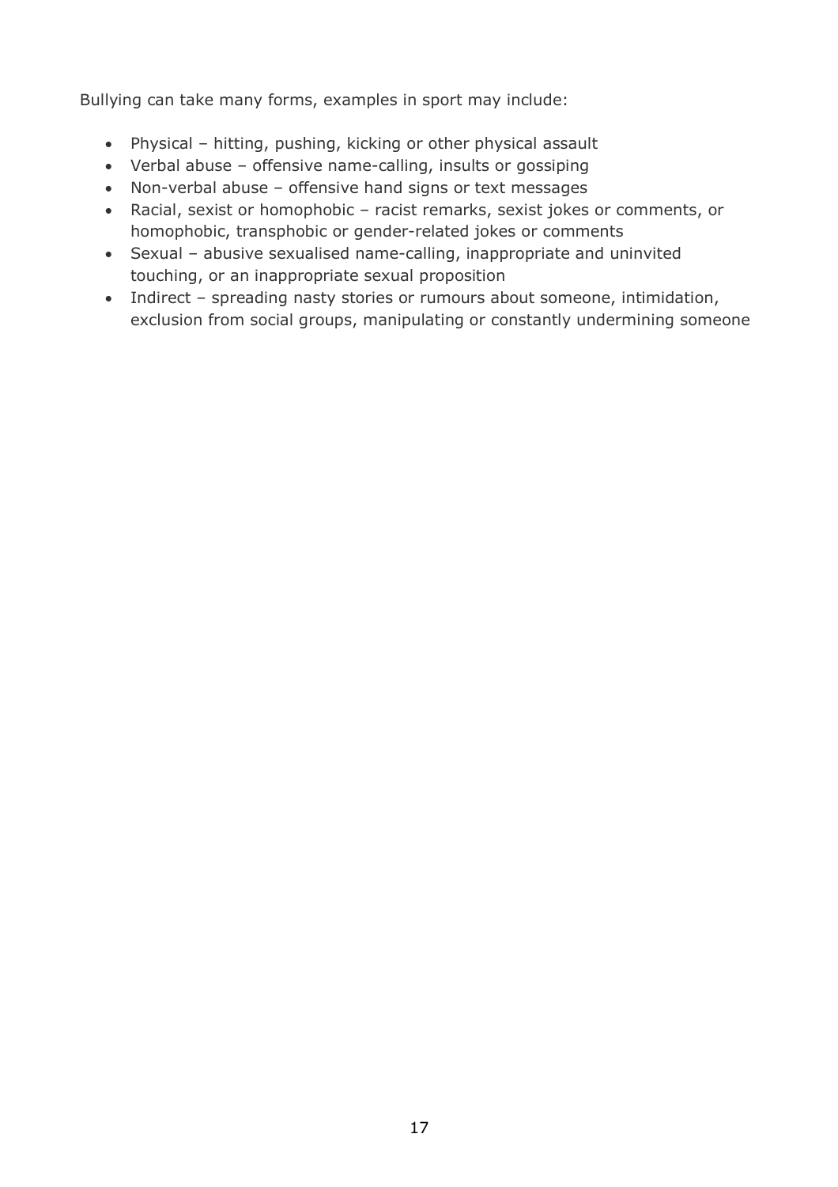Bullying can take many forms, examples in sport may include:

- Physical – hitting, pushing, kicking or other physical assault
- Verbal abuse – offensive name-calling, insults or gossiping
- Non-verbal abuse – offensive hand signs or text messages
- Racial, sexist or homophobic – racist remarks, sexist jokes or comments, or homophobic, transphobic or gender-related jokes or comments
- Sexual – abusive sexualised name-calling, inappropriate and uninvited touching, or an inappropriate sexual proposition
- Indirect – spreading nasty stories or rumours about someone, intimidation, exclusion from social groups, manipulating or constantly undermining someone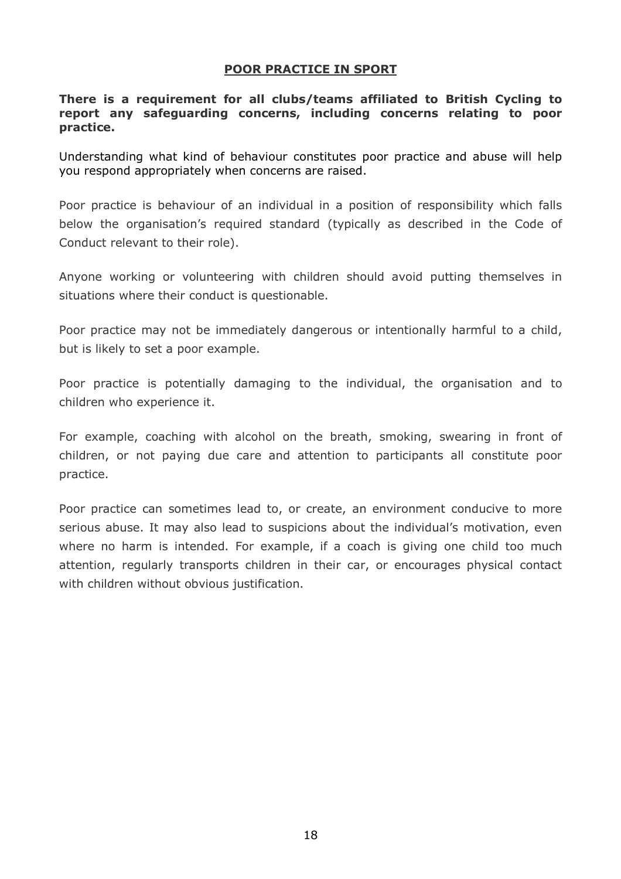## POOR PRACTICE IN SPORT

**There is a requirement for all clubs/teams affiliated to British Cycling to report any safeguarding concerns, including concerns relating to poor practice.**

Understanding what kind of behaviour constitutes poor practice and abuse will help you respond appropriately when concerns are raised.

Poor practice is behaviour of an individual in a position of responsibility which falls below the organisation's required standard (typically as described in the Code of Conduct relevant to their role).

Anyone working or volunteering with children should avoid putting themselves in situations where their conduct is questionable.

Poor practice may not be immediately dangerous or intentionally harmful to a child, but is likely to set a poor example.

Poor practice is potentially damaging to the individual, the organisation and to children who experience it.

For example, coaching with alcohol on the breath, smoking, swearing in front of children, or not paying due care and attention to participants all constitute poor practice.

Poor practice can sometimes lead to, or create, an environment conducive to more serious abuse. It may also lead to suspicions about the individual's motivation, even where no harm is intended. For example, if a coach is giving one child too much attention, regularly transports children in their car, or encourages physical contact with children without obvious justification.